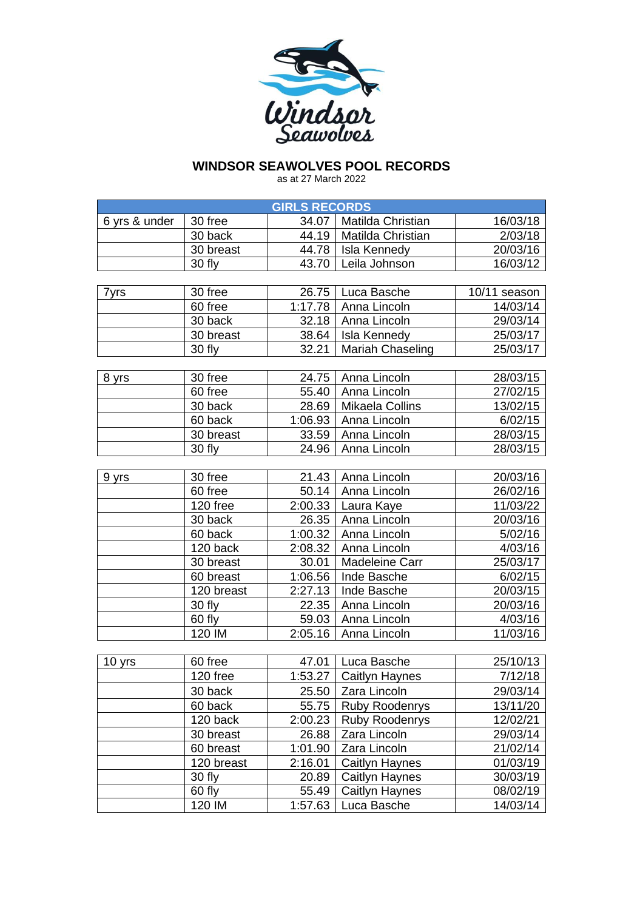# WINDSOR SEAWOLVES POOL RECORDS

as at 27 March 2022

| GIRLS RECORDS | | | | |
|---|---|---|---|---|
| 6 yrs & under | 30 free | 34.07 | Matilda Christian | 16/03/18 |
| | 30 back | 44.19 | Matilda Christian | 2/03/18 |
| | 30 breast | 44.78 | Isla Kennedy | 20/03/16 |
| | 30 fly | 43.70 | Leila Johnson | 16/03/12 |

| | | | | |
|---|---|---|---|---|
| 7yrs | 30 free | 26.75 | Luca Basche | 10/11 season |
| | 60 free | 1:17.78 | Anna Lincoln | 14/03/14 |
| | 30 back | 32.18 | Anna Lincoln | 29/03/14 |
| | 30 breast | 38.64 | Isla Kennedy | 25/03/17 |
| | 30 fly | 32.21 | Mariah Chaseling | 25/03/17 |

| | | | | |
|---|---|---|---|---|
| 8 yrs | 30 free | 24.75 | Anna Lincoln | 28/03/15 |
| | 60 free | 55.40 | Anna Lincoln | 27/02/15 |
| | 30 back | 28.69 | Mikaela Collins | 13/02/15 |
| | 60 back | 1:06.93 | Anna Lincoln | 6/02/15 |
| | 30 breast | 33.59 | Anna Lincoln | 28/03/15 |
| | 30 fly | 24.96 | Anna Lincoln | 28/03/15 |

| | | | | |
|---|---|---|---|---|
| 9 yrs | 30 free | 21.43 | Anna Lincoln | 20/03/16 |
| | 60 free | 50.14 | Anna Lincoln | 26/02/16 |
| | 120 free | 2:00.33 | Laura Kaye | 11/03/22 |
| | 30 back | 26.35 | Anna Lincoln | 20/03/16 |
| | 60 back | 1:00.32 | Anna Lincoln | 5/02/16 |
| | 120 back | 2:08.32 | Anna Lincoln | 4/03/16 |
| | 30 breast | 30.01 | Madeleine Carr | 25/03/17 |
| | 60 breast | 1:06.56 | Inde Basche | 6/02/15 |
| | 120 breast | 2:27.13 | Inde Basche | 20/03/15 |
| | 30 fly | 22.35 | Anna Lincoln | 20/03/16 |
| | 60 fly | 59.03 | Anna Lincoln | 4/03/16 |
| | 120 IM | 2:05.16 | Anna Lincoln | 11/03/16 |

| | | | | |
|---|---|---|---|---|
| 10 yrs | 60 free | 47.01 | Luca Basche | 25/10/13 |
| | 120 free | 1:53.27 | Caitlyn Haynes | 7/12/18 |
| | 30 back | 25.50 | Zara Lincoln | 29/03/14 |
| | 60 back | 55.75 | Ruby Roodenrys | 13/11/20 |
| | 120 back | 2:00.23 | Ruby Roodenrys | 12/02/21 |
| | 30 breast | 26.88 | Zara Lincoln | 29/03/14 |
| | 60 breast | 1:01.90 | Zara Lincoln | 21/02/14 |
| | 120 breast | 2:16.01 | Caitlyn Haynes | 01/03/19 |
| | 30 fly | 20.89 | Caitlyn Haynes | 30/03/19 |
| | 60 fly | 55.49 | Caitlyn Haynes | 08/02/19 |
| | 120 IM | 1:57.63 | Luca Basche | 14/03/14 |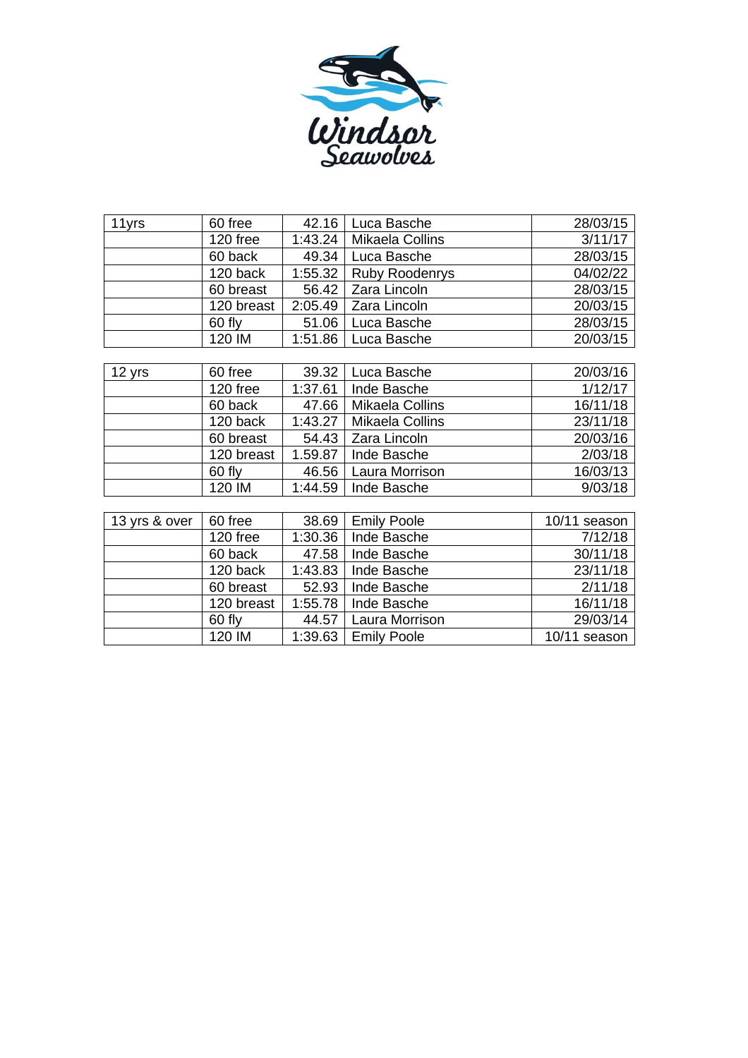| 11yrs | 60 free | 42.16 | Luca Basche | 28/03/15 |
| --- | --- | --- | --- | --- |
| | 120 free | 1:43.24 | Mikaela Collins | 3/11/17 |
| | 60 back | 49.34 | Luca Basche | 28/03/15 |
| | 120 back | 1:55.32 | Ruby Roodenrys | 04/02/22 |
| | 60 breast | 56.42 | Zara Lincoln | 28/03/15 |
| | 120 breast | 2:05.49 | Zara Lincoln | 20/03/15 |
| | 60 fly | 51.06 | Luca Basche | 28/03/15 |
| | 120 IM | 1:51.86 | Luca Basche | 20/03/15 |

| 12 yrs | 60 free | 39.32 | Luca Basche | 20/03/16 |
| --- | --- | --- | --- | --- |
| | 120 free | 1:37.61 | Inde Basche | 1/12/17 |
| | 60 back | 47.66 | Mikaela Collins | 16/11/18 |
| | 120 back | 1:43.27 | Mikaela Collins | 23/11/18 |
| | 60 breast | 54.43 | Zara Lincoln | 20/03/16 |
| | 120 breast | 1.59.87 | Inde Basche | 2/03/18 |
| | 60 fly | 46.56 | Laura Morrison | 16/03/13 |
| | 120 IM | 1:44.59 | Inde Basche | 9/03/18 |

| 13 yrs & over | 60 free | 38.69 | Emily Poole | 10/11 season |
| --- | --- | --- | --- | --- |
| | 120 free | 1:30.36 | Inde Basche | 7/12/18 |
| | 60 back | 47.58 | Inde Basche | 30/11/18 |
| | 120 back | 1:43.83 | Inde Basche | 23/11/18 |
| | 60 breast | 52.93 | Inde Basche | 2/11/18 |
| | 120 breast | 1:55.78 | Inde Basche | 16/11/18 |
| | 60 fly | 44.57 | Laura Morrison | 29/03/14 |
| | 120 IM | 1:39.63 | Emily Poole | 10/11 season |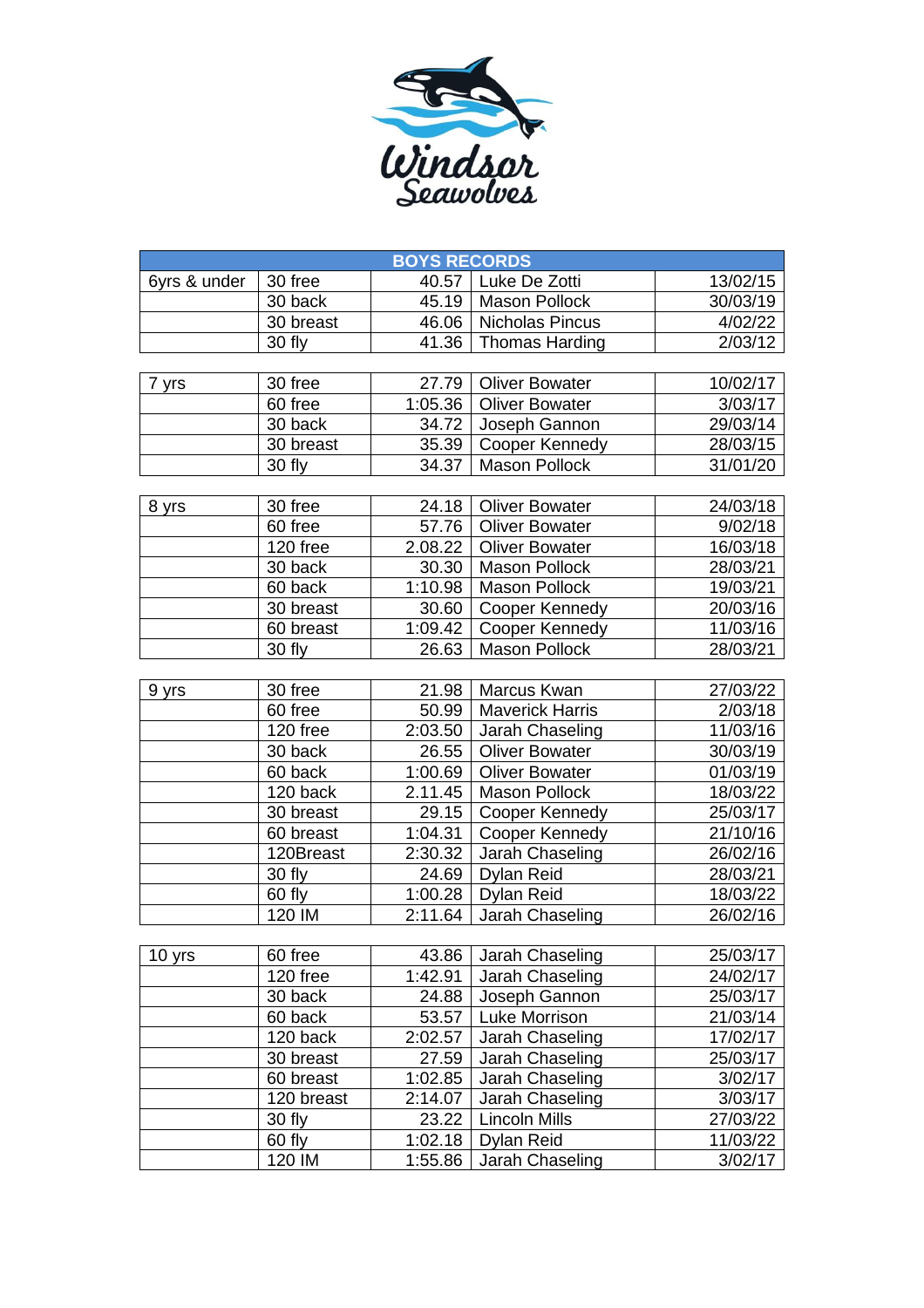Windsor Seawolves

| BOYS RECORDS | | | | |
|---|---|---|---|---|
| 6yrs & under | 30 free | 40.57 | Luke De Zotti | 13/02/15 |
| | 30 back | 45.19 | Mason Pollock | 30/03/19 |
| | 30 breast | 46.06 | Nicholas Pincus | 4/02/22 |
| | 30 fly | 41.36 | Thomas Harding | 2/03/12 |

| | | | | |
|---|---|---|---|---|
| 7 yrs | 30 free | 27.79 | Oliver Bowater | 10/02/17 |
| | 60 free | 1:05.36 | Oliver Bowater | 3/03/17 |
| | 30 back | 34.72 | Joseph Gannon | 29/03/14 |
| | 30 breast | 35.39 | Cooper Kennedy | 28/03/15 |
| | 30 fly | 34.37 | Mason Pollock | 31/01/20 |

| | | | | |
|---|---|---|---|---|
| 8 yrs | 30 free | 24.18 | Oliver Bowater | 24/03/18 |
| | 60 free | 57.76 | Oliver Bowater | 9/02/18 |
| | 120 free | 2.08.22 | Oliver Bowater | 16/03/18 |
| | 30 back | 30.30 | Mason Pollock | 28/03/21 |
| | 60 back | 1:10.98 | Mason Pollock | 19/03/21 |
| | 30 breast | 30.60 | Cooper Kennedy | 20/03/16 |
| | 60 breast | 1:09.42 | Cooper Kennedy | 11/03/16 |
| | 30 fly | 26.63 | Mason Pollock | 28/03/21 |

| | | | | |
|---|---|---|---|---|
| 9 yrs | 30 free | 21.98 | Marcus Kwan | 27/03/22 |
| | 60 free | 50.99 | Maverick Harris | 2/03/18 |
| | 120 free | 2:03.50 | Jarah Chaseling | 11/03/16 |
| | 30 back | 26.55 | Oliver Bowater | 30/03/19 |
| | 60 back | 1:00.69 | Oliver Bowater | 01/03/19 |
| | 120 back | 2.11.45 | Mason Pollock | 18/03/22 |
| | 30 breast | 29.15 | Cooper Kennedy | 25/03/17 |
| | 60 breast | 1:04.31 | Cooper Kennedy | 21/10/16 |
| | 120Breast | 2:30.32 | Jarah Chaseling | 26/02/16 |
| | 30 fly | 24.69 | Dylan Reid | 28/03/21 |
| | 60 fly | 1:00.28 | Dylan Reid | 18/03/22 |
| | 120 IM | 2:11.64 | Jarah Chaseling | 26/02/16 |

| | | | | |
|---|---|---|---|---|
| 10 yrs | 60 free | 43.86 | Jarah Chaseling | 25/03/17 |
| | 120 free | 1:42.91 | Jarah Chaseling | 24/02/17 |
| | 30 back | 24.88 | Joseph Gannon | 25/03/17 |
| | 60 back | 53.57 | Luke Morrison | 21/03/14 |
| | 120 back | 2:02.57 | Jarah Chaseling | 17/02/17 |
| | 30 breast | 27.59 | Jarah Chaseling | 25/03/17 |
| | 60 breast | 1:02.85 | Jarah Chaseling | 3/02/17 |
| | 120 breast | 2:14.07 | Jarah Chaseling | 3/03/17 |
| | 30 fly | 23.22 | Lincoln Mills | 27/03/22 |
| | 60 fly | 1:02.18 | Dylan Reid | 11/03/22 |
| | 120 IM | 1:55.86 | Jarah Chaseling | 3/02/17 |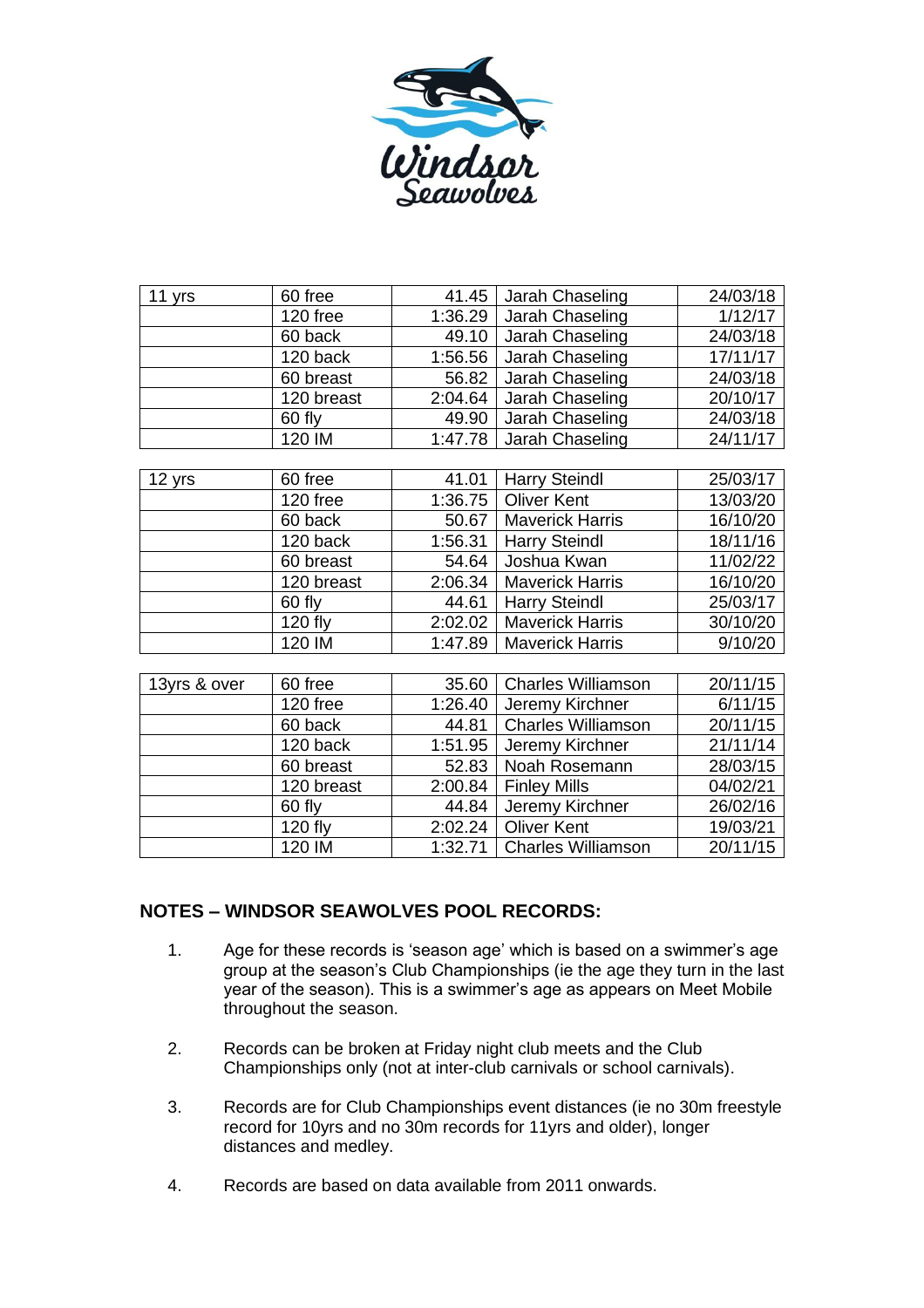| | | | | |
|---|---|---|---|---|
| 11 yrs | 60 free | 41.45 | Jarah Chaseling | 24/03/18 |
| | 120 free | 1:36.29 | Jarah Chaseling | 1/12/17 |
| | 60 back | 49.10 | Jarah Chaseling | 24/03/18 |
| | 120 back | 1:56.56 | Jarah Chaseling | 17/11/17 |
| | 60 breast | 56.82 | Jarah Chaseling | 24/03/18 |
| | 120 breast | 2:04.64 | Jarah Chaseling | 20/10/17 |
| | 60 fly | 49.90 | Jarah Chaseling | 24/03/18 |
| | 120 IM | 1:47.78 | Jarah Chaseling | 24/11/17 |

| | | | | |
|---|---|---|---|---|
| 12 yrs | 60 free | 41.01 | Harry Steindl | 25/03/17 |
| | 120 free | 1:36.75 | Oliver Kent | 13/03/20 |
| | 60 back | 50.67 | Maverick Harris | 16/10/20 |
| | 120 back | 1:56.31 | Harry Steindl | 18/11/16 |
| | 60 breast | 54.64 | Joshua Kwan | 11/02/22 |
| | 120 breast | 2:06.34 | Maverick Harris | 16/10/20 |
| | 60 fly | 44.61 | Harry Steindl | 25/03/17 |
| | 120 fly | 2:02.02 | Maverick Harris | 30/10/20 |
| | 120 IM | 1:47.89 | Maverick Harris | 9/10/20 |

| | | | | |
|---|---|---|---|---|
| 13yrs & over | 60 free | 35.60 | Charles Williamson | 20/11/15 |
| | 120 free | 1:26.40 | Jeremy Kirchner | 6/11/15 |
| | 60 back | 44.81 | Charles Williamson | 20/11/15 |
| | 120 back | 1:51.95 | Jeremy Kirchner | 21/11/14 |
| | 60 breast | 52.83 | Noah Rosemann | 28/03/15 |
| | 120 breast | 2:00.84 | Finley Mills | 04/02/21 |
| | 60 fly | 44.84 | Jeremy Kirchner | 26/02/16 |
| | 120 fly | 2:02.24 | Oliver Kent | 19/03/21 |
| | 120 IM | 1:32.71 | Charles Williamson | 20/11/15 |

## NOTES – WINDSOR SEAWOLVES POOL RECORDS:

1. Age for these records is 'season age' which is based on a swimmer's age group at the season's Club Championships (ie the age they turn in the last year of the season). This is a swimmer's age as appears on Meet Mobile throughout the season.

2. Records can be broken at Friday night club meets and the Club Championships only (not at inter-club carnivals or school carnivals).

3. Records are for Club Championships event distances (ie no 30m freestyle record for 10yrs and no 30m records for 11yrs and older), longer distances and medley.

4. Records are based on data available from 2011 onwards.